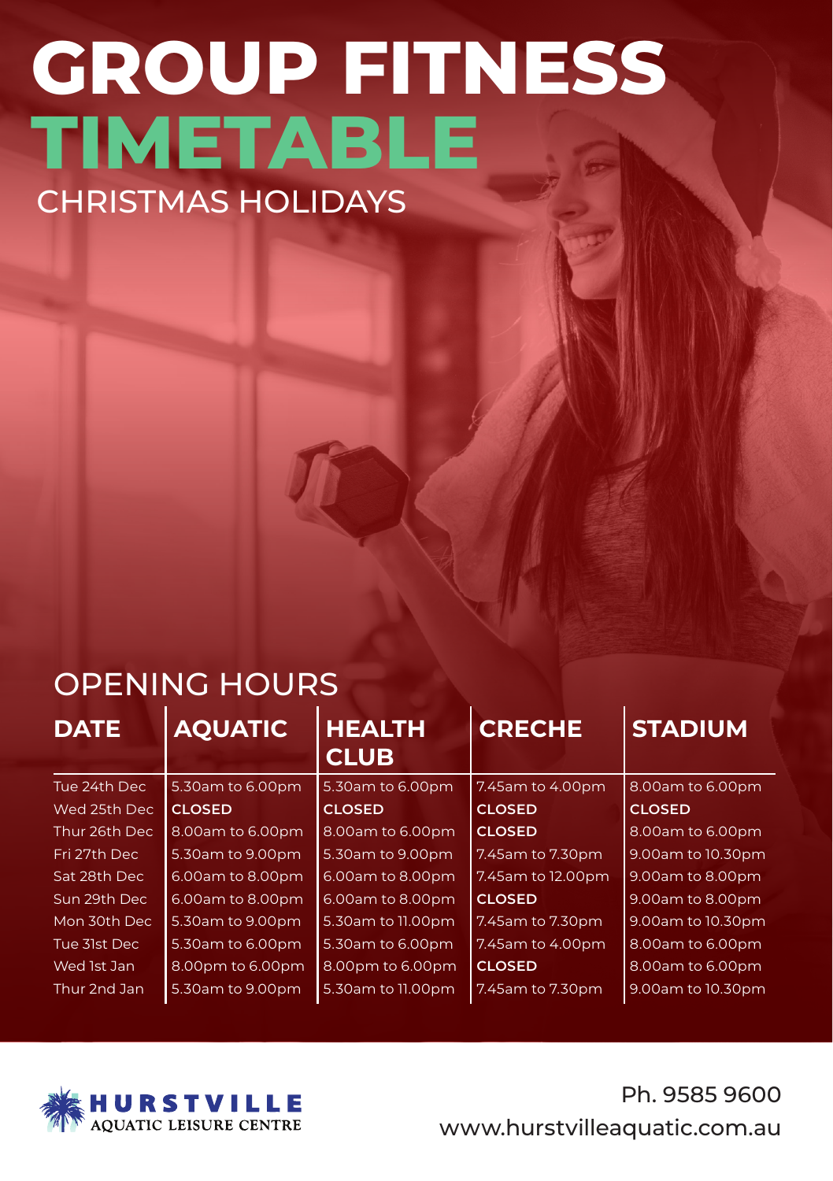# GROUP FITNESS TIMETABLE

## CHRISTMAS HOLIDAYS

## OPENING HOURS

| DATE | AQUATIC | HEALTH CLUB | CRECHE | STADIUM |
|---|---|---|---|---|
| Tue 24th Dec | 5.30am to 6.00pm | 5.30am to 6.00pm | 7.45am to 4.00pm | 8.00am to 6.00pm |
| Wed 25th Dec | **CLOSED** | **CLOSED** | **CLOSED** | **CLOSED** |
| Thur 26th Dec | 8.00am to 6.00pm | 8.00am to 6.00pm | **CLOSED** | 8.00am to 6.00pm |
| Fri 27th Dec | 5.30am to 9.00pm | 5.30am to 9.00pm | 7.45am to 7.30pm | 9.00am to 10.30pm |
| Sat 28th Dec | 6.00am to 8.00pm | 6.00am to 8.00pm | 7.45am to 12.00pm | 9.00am to 8.00pm |
| Sun 29th Dec | 6.00am to 8.00pm | 6.00am to 8.00pm | **CLOSED** | 9.00am to 8.00pm |
| Mon 30th Dec | 5.30am to 9.00pm | 5.30am to 11.00pm | 7.45am to 7.30pm | 9.00am to 10.30pm |
| Tue 31st Dec | 5.30am to 6.00pm | 5.30am to 6.00pm | 7.45am to 4.00pm | 8.00am to 6.00pm |
| Wed 1st Jan | 8.00pm to 6.00pm | 8.00pm to 6.00pm | **CLOSED** | 8.00am to 6.00pm |
| Thur 2nd Jan | 5.30am to 9.00pm | 5.30am to 11.00pm | 7.45am to 7.30pm | 9.00am to 10.30pm |

HURSTVILLE AQUATIC LEISURE CENTRE

Ph. 9585 9600
www.hurstvilleaquatic.com.au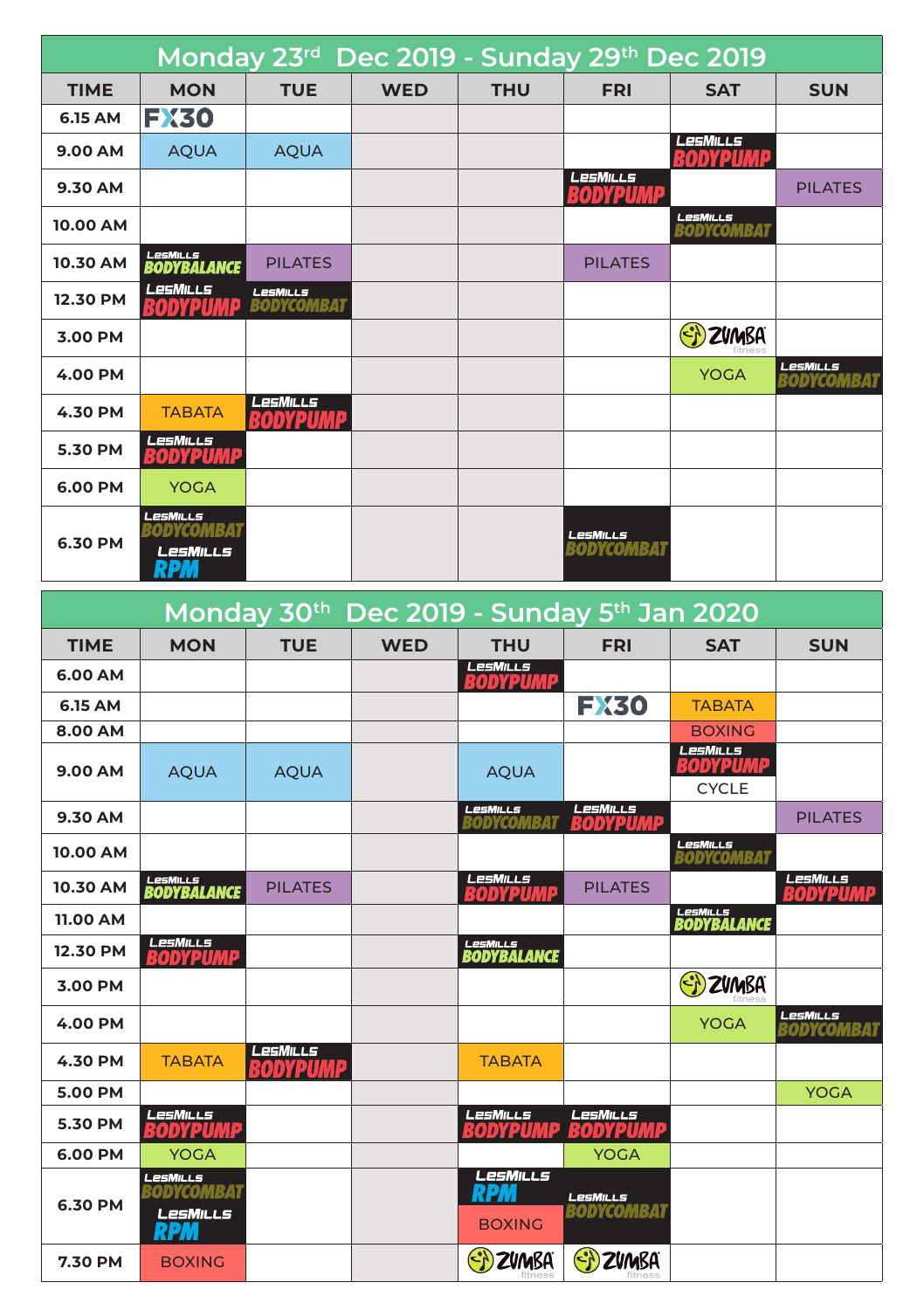## Monday 23rd Dec 2019 - Sunday 29th Dec 2019

| TIME | MON | TUE | WED | THU | FRI | SAT | SUN |
|---|---|---|---|---|---|---|---|
| 6.15 AM | FX30 | | | | | | |
| 9.00 AM | AQUA | AQUA | | | | LesMills BODYPUMP | |
| 9.30 AM | | | | | LesMills BODYPUMP | | PILATES |
| 10.00 AM | | | | | | LesMills BODYCOMBAT | |
| 10.30 AM | LesMills BODYBALANCE | PILATES | | | PILATES | | |
| 12.30 PM | LesMills BODYPUMP | LesMills BODYCOMBAT | | | | | |
| 3.00 PM | | | | | | ZUMBA fitness | |
| 4.00 PM | | | | | | YOGA | LesMills BODYCOMBAT |
| 4.30 PM | TABATA | LesMills BODYPUMP | | | | | |
| 5.30 PM | LesMills BODYPUMP | | | | | | |
| 6.00 PM | YOGA | | | | | | |
| 6.30 PM | LesMills BODYCOMBAT LesMills RPM | | | | LesMills BODYCOMBAT | | |

## Monday 30th Dec 2019 - Sunday 5th Jan 2020

| TIME | MON | TUE | WED | THU | FRI | SAT | SUN |
|---|---|---|---|---|---|---|---|
| 6.00 AM | | | | LesMills BODYPUMP | | | |
| 6.15 AM | | | | | FX30 | TABATA | |
| 8.00 AM | | | | | | BOXING | |
| 9.00 AM | AQUA | AQUA | | AQUA | | LesMills BODYPUMP CYCLE | |
| 9.30 AM | | | | LesMills BODYCOMBAT | LesMills BODYPUMP | | PILATES |
| 10.00 AM | | | | | | LesMills BODYCOMBAT | |
| 10.30 AM | LesMills BODYBALANCE | PILATES | | LesMills BODYPUMP | PILATES | | LesMills BODYPUMP |
| 11.00 AM | | | | | | LesMills BODYBALANCE | |
| 12.30 PM | LesMills BODYPUMP | | | LesMills BODYBALANCE | | | |
| 3.00 PM | | | | | | ZUMBA fitness | |
| 4.00 PM | | | | | | YOGA | LesMills BODYCOMBAT |
| 4.30 PM | TABATA | LesMills BODYPUMP | | TABATA | | | |
| 5.00 PM | | | | | | | YOGA |
| 5.30 PM | LesMills BODYPUMP | | | LesMills BODYPUMP | LesMills BODYPUMP | | |
| 6.00 PM | YOGA | | | | YOGA | | |
| 6.30 PM | LesMills BODYCOMBAT LesMills RPM | | | LesMills RPM BOXING | LesMills BODYCOMBAT | | |
| 7.30 PM | BOXING | | | ZUMBA fitness | ZUMBA fitness | | |